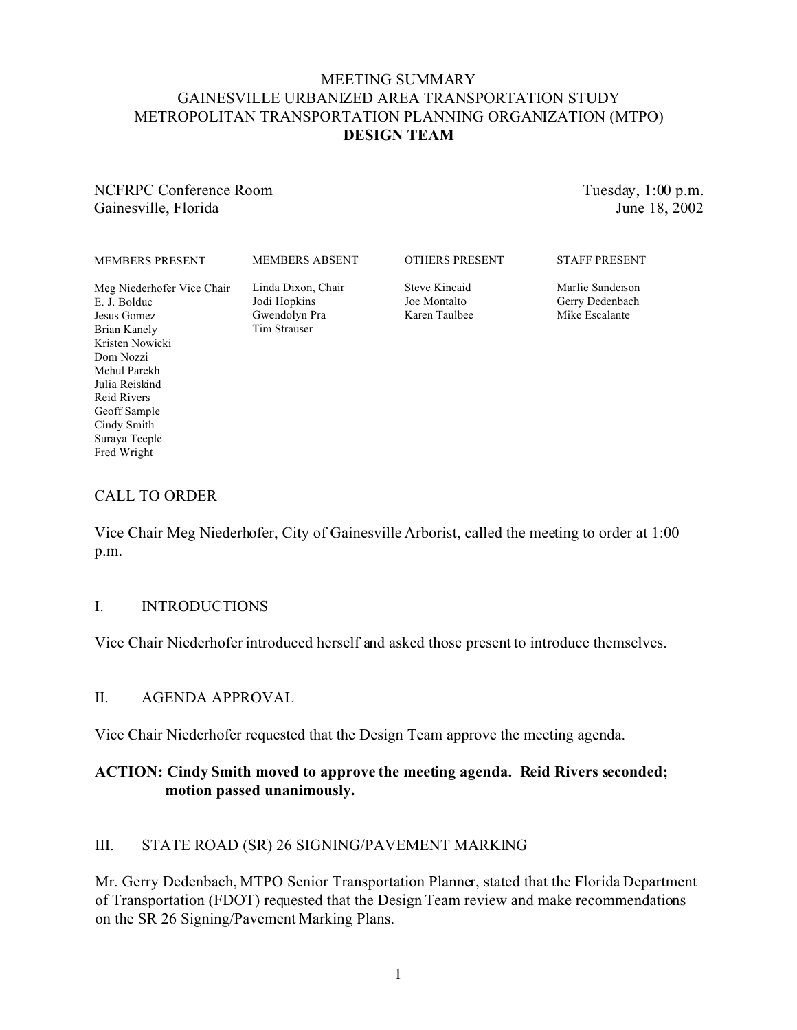# MEETING SUMMARY
# GAINESVILLE URBANIZED AREA TRANSPORTATION STUDY
# METROPOLITAN TRANSPORTATION PLANNING ORGANIZATION (MTPO)
# DESIGN TEAM

NCFRPC Conference Room
Gainesville, Florida

Tuesday, 1:00 p.m.
June 18, 2002

| MEMBERS PRESENT | MEMBERS ABSENT | OTHERS PRESENT | STAFF PRESENT |
|---|---|---|---|
| Meg Niederhofer Vice Chair | Linda Dixon, Chair | Steve Kincaid | Marlie Sanderson |
| E. J. Bolduc | Jodi Hopkins | Joe Montalto | Gerry Dedenbach |
| Jesus Gomez | Gwendolyn Pra | Karen Taulbee | Mike Escalante |
| Brian Kanely | Tim Strauser | | |
| Kristen Nowicki | | | |
| Dom Nozzi | | | |
| Mehul Parekh | | | |
| Julia Reiskind | | | |
| Reid Rivers | | | |
| Geoff Sample | | | |
| Cindy Smith | | | |
| Suraya Teeple | | | |
| Fred Wright | | | |

## CALL TO ORDER

Vice Chair Meg Niederhofer, City of Gainesville Arborist, called the meeting to order at 1:00 p.m.

## I. INTRODUCTIONS

Vice Chair Niederhofer introduced herself and asked those present to introduce themselves.

## II. AGENDA APPROVAL

Vice Chair Niederhofer requested that the Design Team approve the meeting agenda.

**ACTION: Cindy Smith moved to approve the meeting agenda. Reid Rivers seconded; motion passed unanimously.**

## III. STATE ROAD (SR) 26 SIGNING/PAVEMENT MARKING

Mr. Gerry Dedenbach, MTPO Senior Transportation Planner, stated that the Florida Department of Transportation (FDOT) requested that the Design Team review and make recommendations on the SR 26 Signing/Pavement Marking Plans.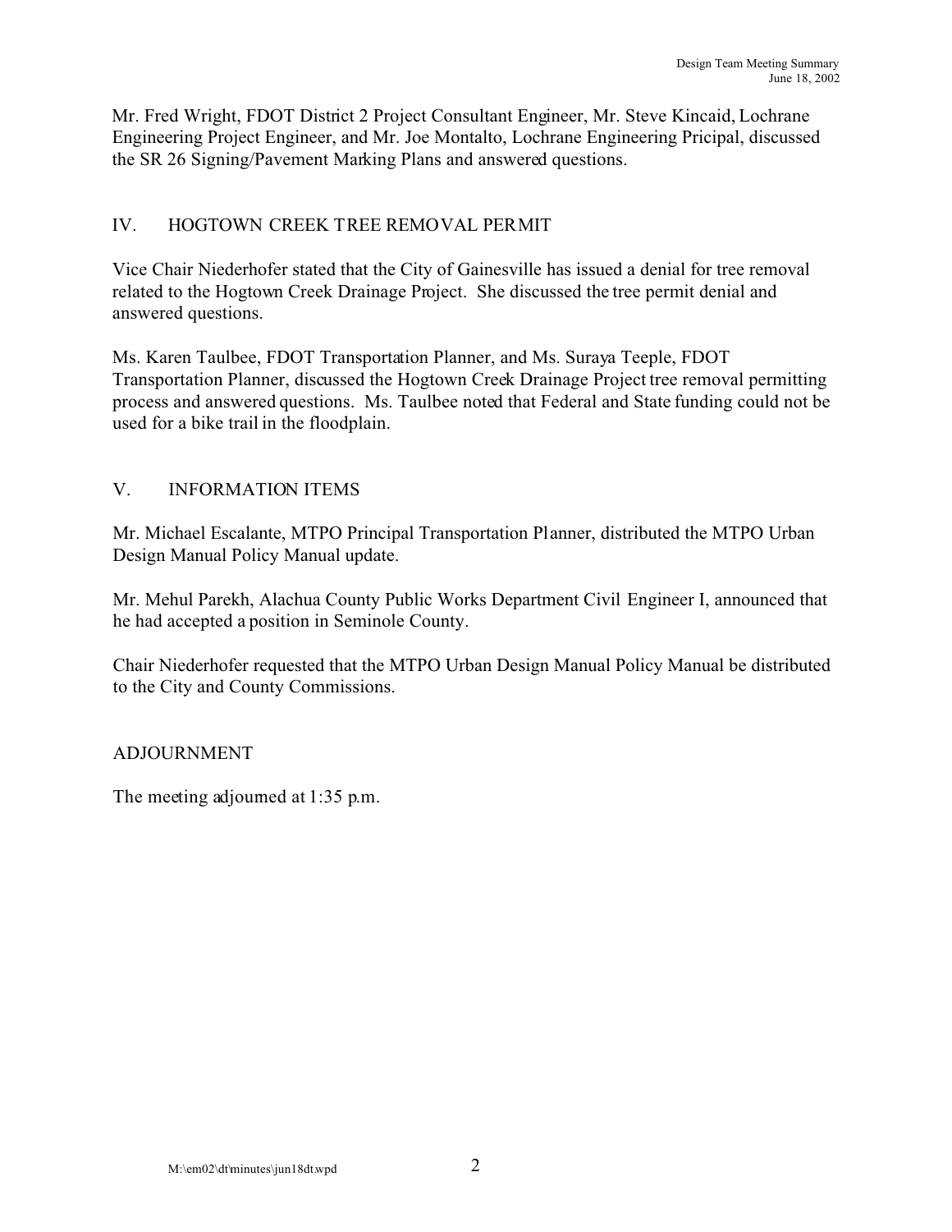Mr. Fred Wright, FDOT District 2 Project Consultant Engineer, Mr. Steve Kincaid, Lochrane Engineering Project Engineer, and Mr. Joe Montalto, Lochrane Engineering Pricipal, discussed the SR 26 Signing/Pavement Marking Plans and answered questions.

## IV. HOGTOWN CREEK TREE REMOVAL PERMIT

Vice Chair Niederhofer stated that the City of Gainesville has issued a denial for tree removal related to the Hogtown Creek Drainage Project. She discussed the tree permit denial and answered questions.

Ms. Karen Taulbee, FDOT Transportation Planner, and Ms. Suraya Teeple, FDOT Transportation Planner, discussed the Hogtown Creek Drainage Project tree removal permitting process and answered questions. Ms. Taulbee noted that Federal and State funding could not be used for a bike trail in the floodplain.

## V. INFORMATION ITEMS

Mr. Michael Escalante, MTPO Principal Transportation Planner, distributed the MTPO Urban Design Manual Policy Manual update.

Mr. Mehul Parekh, Alachua County Public Works Department Civil Engineer I, announced that he had accepted a position in Seminole County.

Chair Niederhofer requested that the MTPO Urban Design Manual Policy Manual be distributed to the City and County Commissions.

## ADJOURNMENT

The meeting adjourned at 1:35 p.m.

M:\em02\dt\minutes\jun18dt.wpd